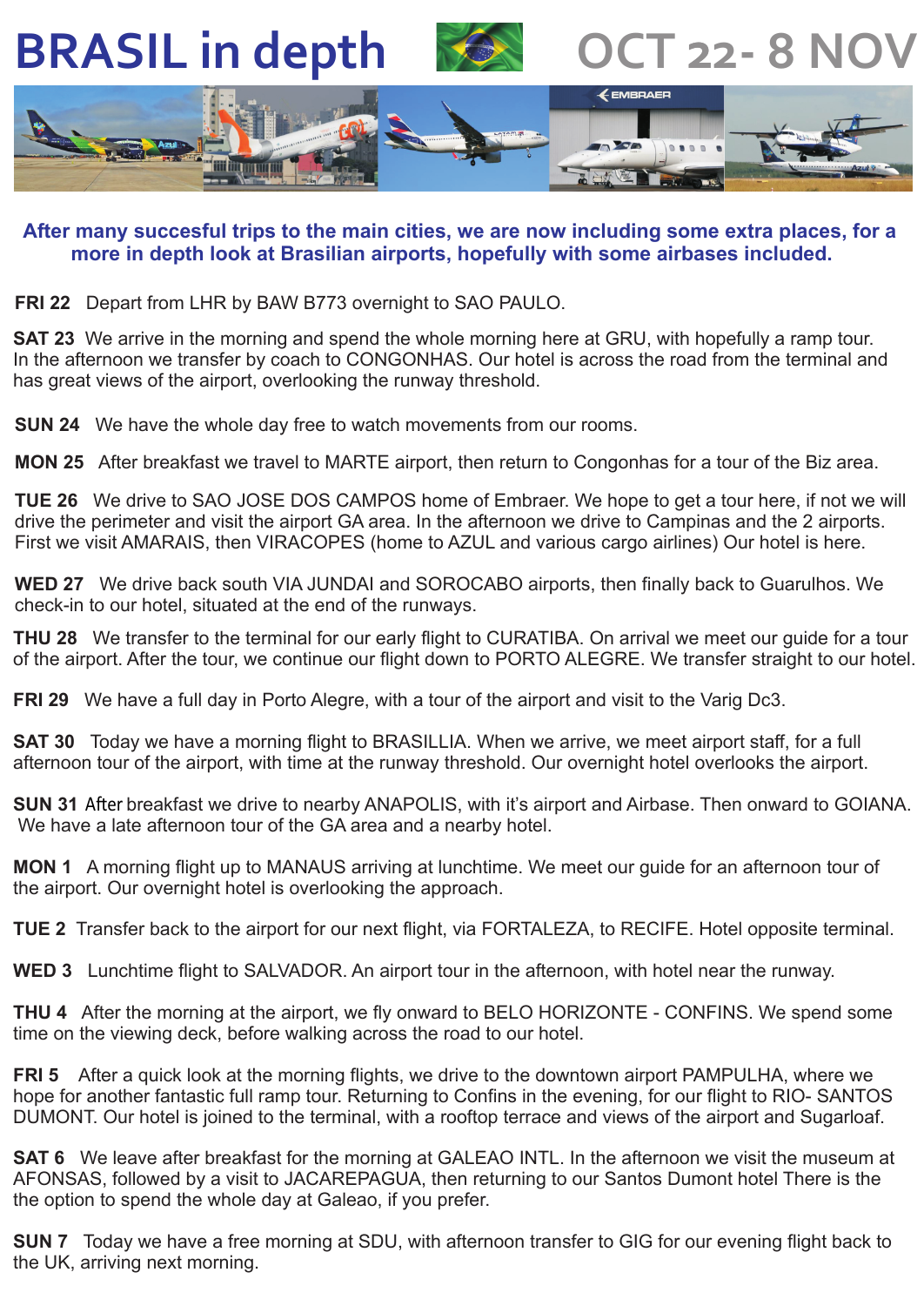# BRASIL in depth OCT 22- 8 NOV

**After many succesful trips to the main cities, we are now including some extra places, for a more in depth look at Brasilian airports, hopefully with some airbases included.**

**FRI 22** Depart from LHR by BAW B773 overnight to SAO PAULO.

**SAT 23** We arrive in the morning and spend the whole morning here at GRU, with hopefully a ramp tour. In the afternoon we transfer by coach to CONGONHAS. Our hotel is across the road from the terminal and has great views of the airport, overlooking the runway threshold.

**SUN 24** We have the whole day free to watch movements from our rooms.

**MON 25** After breakfast we travel to MARTE airport, then return to Congonhas for a tour of the Biz area.

**TUE 26** We drive to SAO JOSE DOS CAMPOS home of Embraer. We hope to get a tour here, if not we will drive the perimeter and visit the airport GA area. In the afternoon we drive to Campinas and the 2 airports. First we visit AMARAIS, then VIRACOPES (home to AZUL and various cargo airlines) Our hotel is here.

**WED 27** We drive back south VIA JUNDAI and SOROCABO airports, then finally back to Guarulhos. We check-in to our hotel, situated at the end of the runways.

**THU 28** We transfer to the terminal for our early flight to CURATIBA. On arrival we meet our guide for a tour of the airport. After the tour, we continue our flight down to PORTO ALEGRE. We transfer straight to our hotel.

**FRI 29** We have a full day in Porto Alegre, with a tour of the airport and visit to the Varig Dc3.

**SAT 30** Today we have a morning flight to BRASILLIA. When we arrive, we meet airport staff, for a full afternoon tour of the airport, with time at the runway threshold. Our overnight hotel overlooks the airport.

**SUN 31** After breakfast we drive to nearby ANAPOLIS, with it's airport and Airbase. Then onward to GOIANA. We have a late afternoon tour of the GA area and a nearby hotel.

**MON 1** A morning flight up to MANAUS arriving at lunchtime. We meet our guide for an afternoon tour of the airport. Our overnight hotel is overlooking the approach.

**TUE 2** Transfer back to the airport for our next flight, via FORTALEZA, to RECIFE. Hotel opposite terminal.

**WED 3** Lunchtime flight to SALVADOR. An airport tour in the afternoon, with hotel near the runway.

**THU 4** After the morning at the airport, we fly onward to BELO HORIZONTE - CONFINS. We spend some time on the viewing deck, before walking across the road to our hotel.

**FRI 5** After a quick look at the morning flights, we drive to the downtown airport PAMPULHA, where we hope for another fantastic full ramp tour. Returning to Confins in the evening, for our flight to RIO- SANTOS DUMONT. Our hotel is joined to the terminal, with a rooftop terrace and views of the airport and Sugarloaf.

**SAT 6** We leave after breakfast for the morning at GALEAO INTL. In the afternoon we visit the museum at AFONSAS, followed by a visit to JACAREPAGUA, then returning to our Santos Dumont hotel There is the the option to spend the whole day at Galeao, if you prefer.

**SUN 7** Today we have a free morning at SDU, with afternoon transfer to GIG for our evening flight back to the UK, arriving next morning.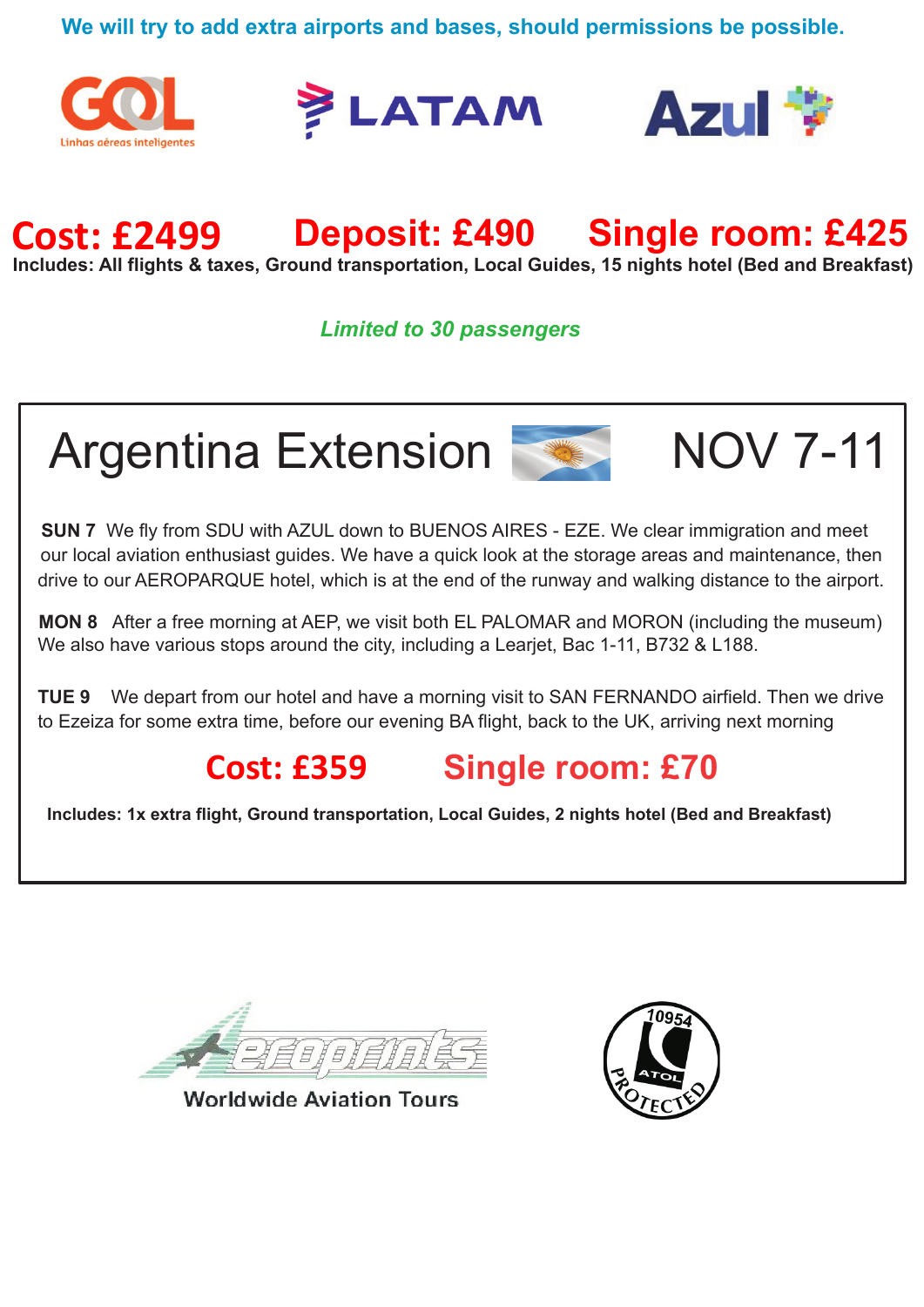We will try to add extra airports and bases, should permissions be possible.

GOL Linhas aéreas inteligentes

LATAM

Azul

**Cost: £2499** **Deposit: £490** **Single room: £425**

**Includes: All flights & taxes, Ground transportation, Local Guides, 15 nights hotel (Bed and Breakfast)**

*Limited to 30 passengers*

## Argentina Extension NOV 7-11

**SUN 7** We fly from SDU with AZUL down to BUENOS AIRES - EZE. We clear immigration and meet our local aviation enthusiast guides. We have a quick look at the storage areas and maintenance, then drive to our AEROPARQUE hotel, which is at the end of the runway and walking distance to the airport.

**MON 8** After a free morning at AEP, we visit both EL PALOMAR and MORON (including the museum) We also have various stops around the city, including a Learjet, Bac 1-11, B732 & L188.

**TUE 9** We depart from our hotel and have a morning visit to SAN FERNANDO airfield. Then we drive to Ezeiza for some extra time, before our evening BA flight, back to the UK, arriving next morning

**Cost: £359** **Single room: £70**

**Includes: 1x extra flight, Ground transportation, Local Guides, 2 nights hotel (Bed and Breakfast)**

Aeroprints Worldwide Aviation Tours

10954 ATOL PROTECTED